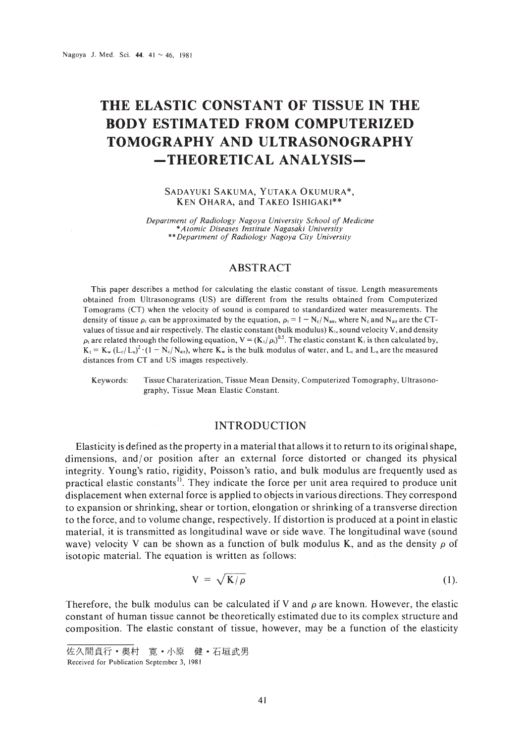# THE ELASTIC CONSTANT OF TISSUE IN THE BODY ESTIMATED FROM COMPUTERIZED TOMOGRAPHY AND ULTRASONOGRAPHY —THEORETICAL ANALYSIS—

SADAYUKI SAKUMA, YUTAKA OKUMURA*, KEN OHARA, and TAKEO ISHIGAKI**

*Department of Radiology Nagoya University School of Medicine*
*\*Atomic Diseases Institute Nagasaki University*
*\*\*Department of Radiology Nagoya City University*

## ABSTRACT

This paper describes a method for calculating the elastic constant of tissue. Length measurements obtained from Ultrasonograms (US) are different from the results obtained from Computerized Tomograms (CT) when the velocity of sound is compared to standardized water measurements. The density of tissue $\rho_t$ can be approximated by the equation, $\rho_t = 1 - N_c/N_{air}$, where $N_c$ and $N_{air}$ are the CT-values of tissue and air respectively. The elastic constant (bulk modulus) $K_t$, sound velocity V, and density $\rho_t$ are related through the following equation, $V = (K_t/\rho_t)^{0.5}$. The elastic constant $K_t$ is then calculated by, $K_t = K_w (L_c/L_u)^2 \cdot (1 - N_c/N_{air})$, where $K_w$ is the bulk modulus of water, and $L_c$ and $L_u$ are the measured distances from CT and US images respectively.

Keywords: Tissue Charaterization, Tissue Mean Density, Computerized Tomography, Ultrasonography, Tissue Mean Elastic Constant.

## INTRODUCTION

Elasticity is defined as the property in a material that allows it to return to its original shape, dimensions, and/or position after an external force distorted or changed its physical integrity. Young's ratio, rigidity, Poisson's ratio, and bulk modulus are frequently used as practical elastic constants[1]. They indicate the force per unit area required to produce unit displacement when external force is applied to objects in various directions. They correspond to expansion or shrinking, shear or tortion, elongation or shrinking of a transverse direction to the force, and to volume change, respectively. If distortion is produced at a point in elastic material, it is transmitted as longitudinal wave or side wave. The longitudinal wave (sound wave) velocity V can be shown as a function of bulk modulus K, and as the density $\rho$ of isotopic material. The equation is written as follows:

$$V = \sqrt{K/\rho} \tag{1}$$

Therefore, the bulk modulus can be calculated if V and $\rho$ are known. However, the elastic constant of human tissue cannot be theoretically estimated due to its complex structure and composition. The elastic constant of tissue, however, may be a function of the elasticity

佐久間貞行・奥村　寛・小原　健・石垣武男
Received for Publication September 3, 1981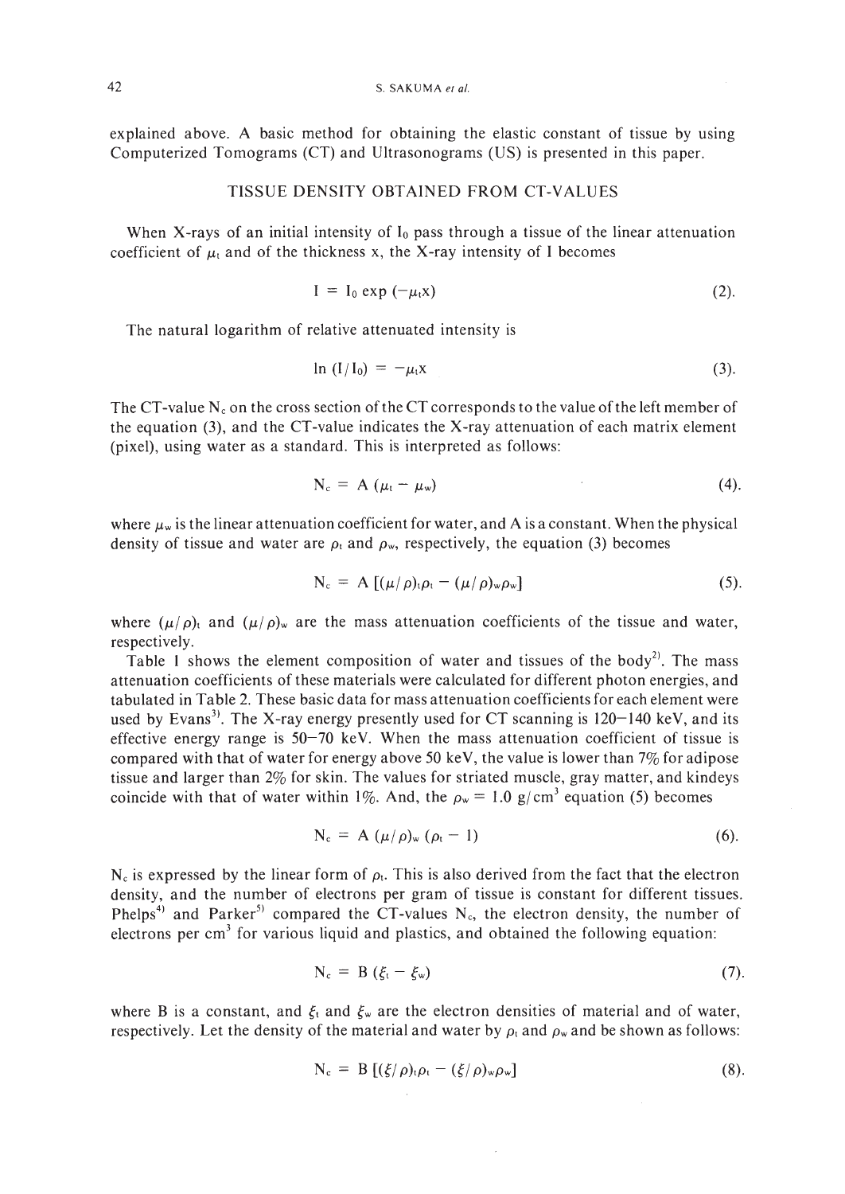explained above. A basic method for obtaining the elastic constant of tissue by using Computerized Tomograms (CT) and Ultrasonograms (US) is presented in this paper.

## TISSUE DENSITY OBTAINED FROM CT-VALUES

When X-rays of an initial intensity of $I_0$ pass through a tissue of the linear attenuation coefficient of $\mu_t$ and of the thickness x, the X-ray intensity of I becomes

$$I = I_0 \exp(-\mu_t x) \tag{2}$$

The natural logarithm of relative attenuated intensity is

$$\ln(I/I_0) = -\mu_t x \tag{3}$$

The CT-value $N_c$ on the cross section of the CT corresponds to the value of the left member of the equation (3), and the CT-value indicates the X-ray attenuation of each matrix element (pixel), using water as a standard. This is interpreted as follows:

$$N_c = A(\mu_t - \mu_w) \tag{4}$$

where $\mu_w$ is the linear attenuation coefficient for water, and A is a constant. When the physical density of tissue and water are $\rho_t$ and $\rho_w$, respectively, the equation (3) becomes

$$N_c = A[(\mu/\rho)_t \rho_t - (\mu/\rho)_w \rho_w] \tag{5}$$

where $(\mu/\rho)_t$ and $(\mu/\rho)_w$ are the mass attenuation coefficients of the tissue and water, respectively.

Table 1 shows the element composition of water and tissues of the body[2]. The mass attenuation coefficients of these materials were calculated for different photon energies, and tabulated in Table 2. These basic data for mass attenuation coefficients for each element were used by Evans[3]. The X-ray energy presently used for CT scanning is 120–140 keV, and its effective energy range is 50–70 keV. When the mass attenuation coefficient of tissue is compared with that of water for energy above 50 keV, the value is lower than 7% for adipose tissue and larger than 2% for skin. The values for striated muscle, gray matter, and kindeys coincide with that of water within 1%. And, the $\rho_w = 1.0$ g/cm$^3$ equation (5) becomes

$$N_c = A(\mu/\rho)_w(\rho_t - 1) \tag{6}$$

$N_c$ is expressed by the linear form of $\rho_t$. This is also derived from the fact that the electron density, and the number of electrons per gram of tissue is constant for different tissues. Phelps[4] and Parker[5] compared the CT-values $N_c$, the electron density, the number of electrons per cm$^3$ for various liquid and plastics, and obtained the following equation:

$$N_c = B(\xi_t - \xi_w) \tag{7}$$

where B is a constant, and $\xi_t$ and $\xi_w$ are the electron densities of material and of water, respectively. Let the density of the material and water by $\rho_t$ and $\rho_w$ and be shown as follows:

$$N_c = B[(\xi/\rho)_t \rho_t - (\xi/\rho)_w \rho_w] \tag{8}$$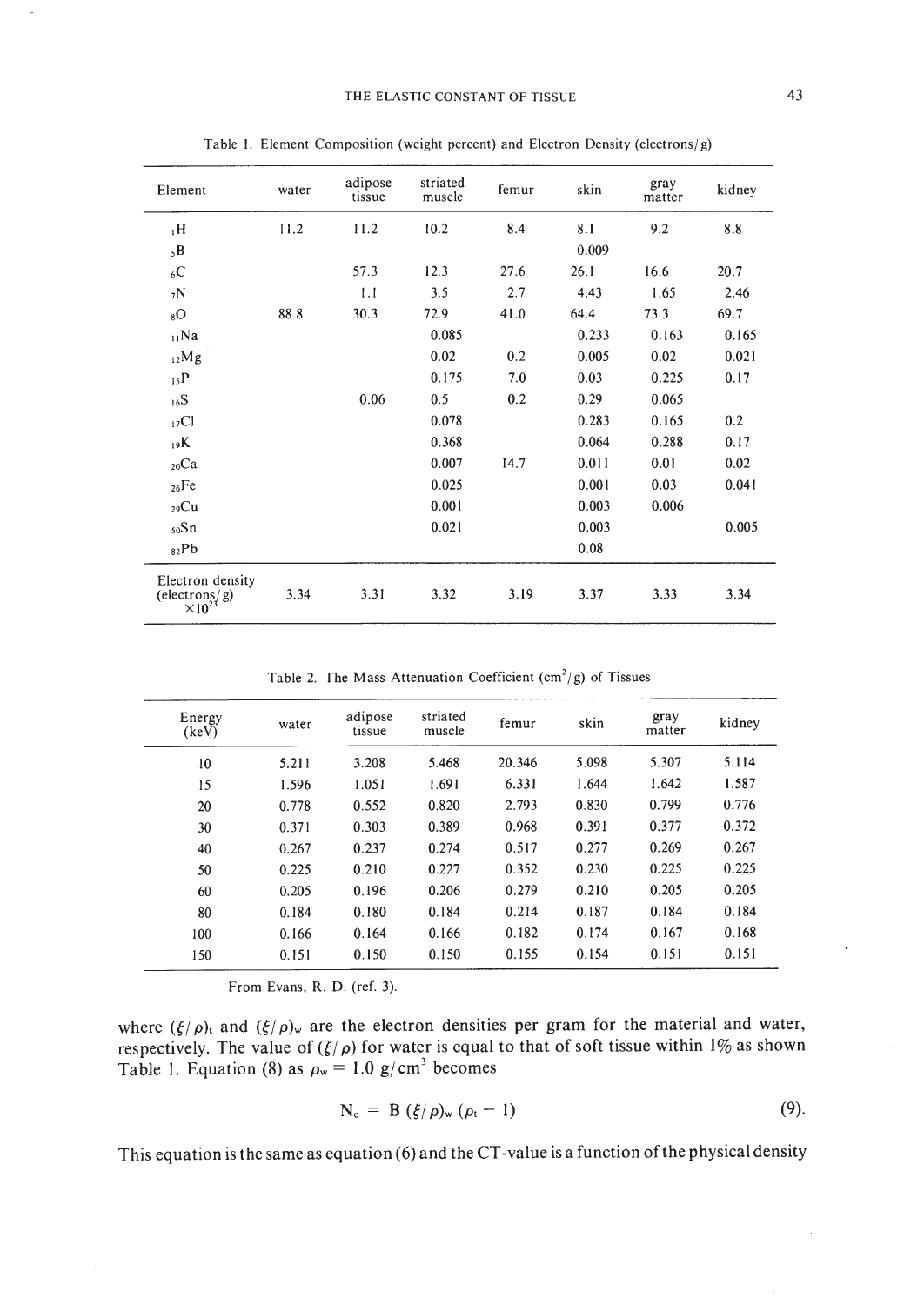Table 1. Element Composition (weight percent) and Electron Density (electrons/g)

| Element | water | adipose tissue | striated muscle | femur | skin | gray matter | kidney |
|---|---|---|---|---|---|---|---|
| $_{1}H$ | 11.2 | 11.2 | 10.2 | 8.4 | 8.1 | 9.2 | 8.8 |
| $_{5}B$ | | | | | 0.009 | | |
| $_{6}C$ | | 57.3 | 12.3 | 27.6 | 26.1 | 16.6 | 20.7 |
| $_{7}N$ | | 1.1 | 3.5 | 2.7 | 4.43 | 1.65 | 2.46 |
| $_{8}O$ | 88.8 | 30.3 | 72.9 | 41.0 | 64.4 | 73.3 | 69.7 |
| $_{11}Na$ | | | 0.085 | | 0.233 | 0.163 | 0.165 |
| $_{12}Mg$ | | | 0.02 | 0.2 | 0.005 | 0.02 | 0.021 |
| $_{15}P$ | | | 0.175 | 7.0 | 0.03 | 0.225 | 0.17 |
| $_{16}S$ | | 0.06 | 0.5 | 0.2 | 0.29 | 0.065 | |
| $_{17}Cl$ | | | 0.078 | | 0.283 | 0.165 | 0.2 |
| $_{19}K$ | | | 0.368 | | 0.064 | 0.288 | 0.17 |
| $_{20}Ca$ | | | 0.007 | 14.7 | 0.011 | 0.01 | 0.02 |
| $_{26}Fe$ | | | 0.025 | | 0.001 | 0.03 | 0.041 |
| $_{29}Cu$ | | | 0.001 | | 0.003 | 0.006 | |
| $_{50}Sn$ | | | 0.021 | | 0.003 | | 0.005 |
| $_{82}Pb$ | | | | | 0.08 | | |
| Electron density (electrons/g) $\times 10^{23}$ | 3.34 | 3.31 | 3.32 | 3.19 | 3.37 | 3.33 | 3.34 |

Table 2. The Mass Attenuation Coefficient ($cm^2/g$) of Tissues

| Energy (keV) | water | adipose tissue | striated muscle | femur | skin | gray matter | kidney |
|---|---|---|---|---|---|---|---|
| 10 | 5.211 | 3.208 | 5.468 | 20.346 | 5.098 | 5.307 | 5.114 |
| 15 | 1.596 | 1.051 | 1.691 | 6.331 | 1.644 | 1.642 | 1.587 |
| 20 | 0.778 | 0.552 | 0.820 | 2.793 | 0.830 | 0.799 | 0.776 |
| 30 | 0.371 | 0.303 | 0.389 | 0.968 | 0.391 | 0.377 | 0.372 |
| 40 | 0.267 | 0.237 | 0.274 | 0.517 | 0.277 | 0.269 | 0.267 |
| 50 | 0.225 | 0.210 | 0.227 | 0.352 | 0.230 | 0.225 | 0.225 |
| 60 | 0.205 | 0.196 | 0.206 | 0.279 | 0.210 | 0.205 | 0.205 |
| 80 | 0.184 | 0.180 | 0.184 | 0.214 | 0.187 | 0.184 | 0.184 |
| 100 | 0.166 | 0.164 | 0.166 | 0.182 | 0.174 | 0.167 | 0.168 |
| 150 | 0.151 | 0.150 | 0.150 | 0.155 | 0.154 | 0.151 | 0.151 |

From Evans, R. D. (ref. 3).

where $(\xi/\rho)_t$ and $(\xi/\rho)_w$ are the electron densities per gram for the material and water, respectively. The value of $(\xi/\rho)$ for water is equal to that of soft tissue within 1% as shown Table 1. Equation (8) as $\rho_w = 1.0\ g/cm^3$ becomes

$$N_c = B\,(\xi/\rho)_w\,(\rho_t - 1) \tag{9}$$

This equation is the same as equation (6) and the CT-value is a function of the physical density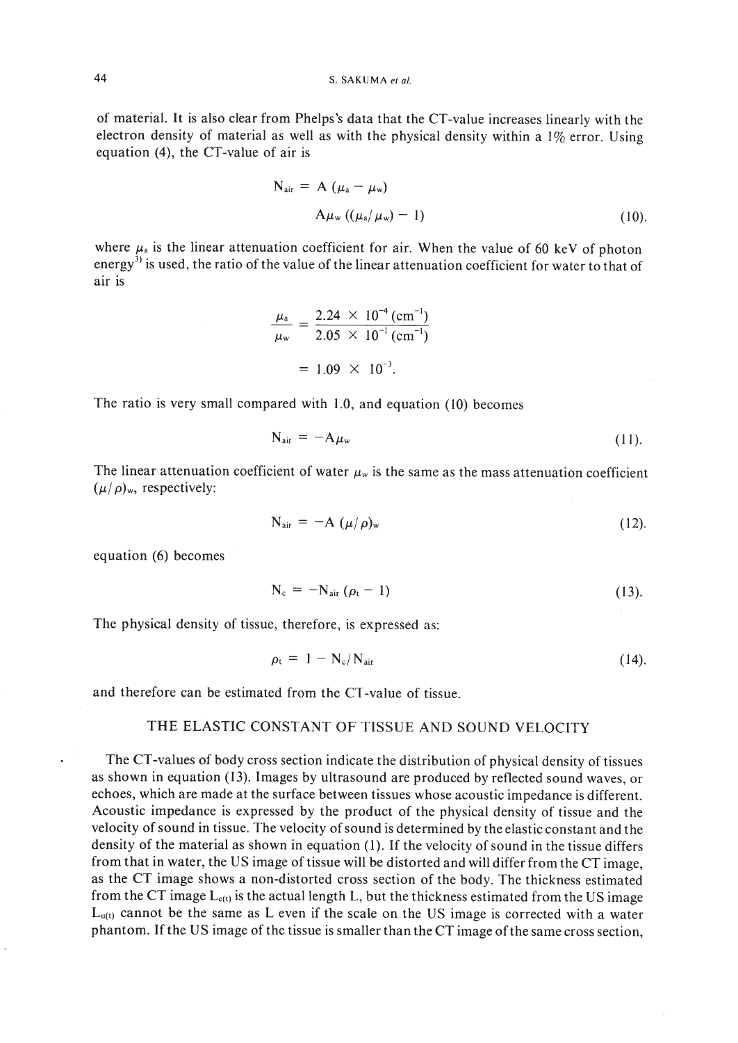of material. It is also clear from Phelps's data that the CT-value increases linearly with the electron density of material as well as with the physical density within a 1% error. Using equation (4), the CT-value of air is

$$N_{air} = A\,(\mu_a - \mu_w)$$

$$A\mu_w\,((\mu_a/\mu_w) - 1) \tag{10}$$

where $\mu_a$ is the linear attenuation coefficient for air. When the value of 60 keV of photon energy[3] is used, the ratio of the value of the linear attenuation coefficient for water to that of air is

$$\frac{\mu_a}{\mu_w} = \frac{2.24 \times 10^{-4}\,(\mathrm{cm}^{-1})}{2.05 \times 10^{-1}\,(\mathrm{cm}^{-1})}$$

$$= 1.09 \times 10^{-3}.$$

The ratio is very small compared with 1.0, and equation (10) becomes

$$N_{air} = -A\mu_w \tag{11}$$

The linear attenuation coefficient of water $\mu_w$ is the same as the mass attenuation coefficient $(\mu/\rho)_w$, respectively:

$$N_{air} = -A\,(\mu/\rho)_w \tag{12}$$

equation (6) becomes

$$N_c = -N_{air}\,(\rho_t - 1) \tag{13}$$

The physical density of tissue, therefore, is expressed as:

$$\rho_t = 1 - N_c/N_{air} \tag{14}$$

and therefore can be estimated from the CT-value of tissue.

## THE ELASTIC CONSTANT OF TISSUE AND SOUND VELOCITY

The CT-values of body cross section indicate the distribution of physical density of tissues as shown in equation (13). Images by ultrasound are produced by reflected sound waves, or echoes, which are made at the surface between tissues whose acoustic impedance is different. Acoustic impedance is expressed by the product of the physical density of tissue and the velocity of sound in tissue. The velocity of sound is determined by the elastic constant and the density of the material as shown in equation (1). If the velocity of sound in the tissue differs from that in water, the US image of tissue will be distorted and will differ from the CT image, as the CT image shows a non-distorted cross section of the body. The thickness estimated from the CT image $L_{c(t)}$ is the actual length L, but the thickness estimated from the US image $L_{u(t)}$ cannot be the same as L even if the scale on the US image is corrected with a water phantom. If the US image of the tissue is smaller than the CT image of the same cross section,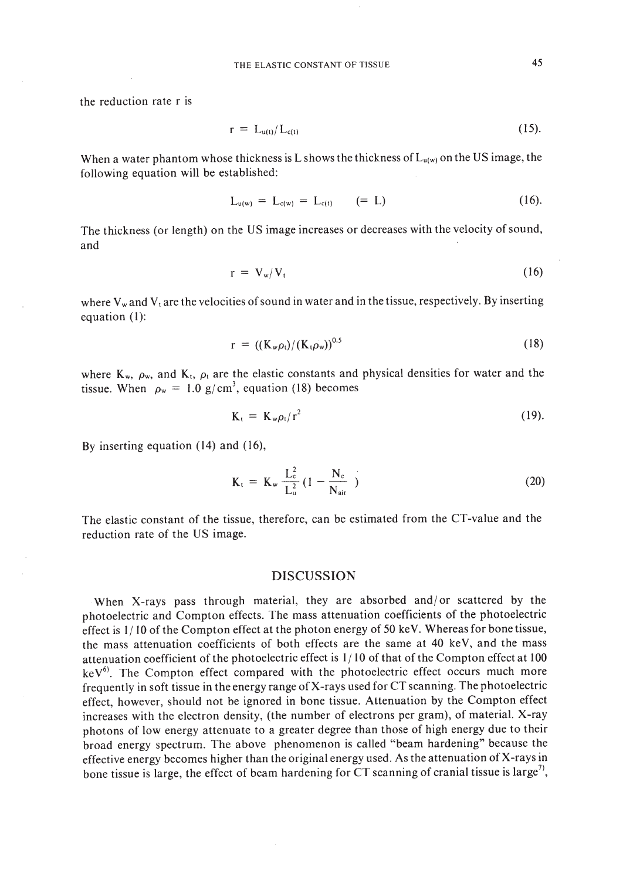the reduction rate r is

$$r = L_{u(t)}/L_{c(t)} \quad (15).$$

When a water phantom whose thickness is L shows the thickness of $L_{u(w)}$ on the US image, the following equation will be established:

$$L_{u(w)} = L_{c(w)} = L_{c(t)} \quad (= L) \quad (16).$$

The thickness (or length) on the US image increases or decreases with the velocity of sound, and

$$r = V_w/V_t \quad (16)$$

where $V_w$ and $V_t$ are the velocities of sound in water and in the tissue, respectively. By inserting equation (1):

$$r = ((K_w \rho_t)/(K_t \rho_w))^{0.5} \quad (18)$$

where $K_w$, $\rho_w$, and $K_t$, $\rho_t$ are the elastic constants and physical densities for water and the tissue. When $\rho_w = 1.0$ g/cm$^3$, equation (18) becomes

$$K_t = K_w \rho_t / r^2 \quad (19).$$

By inserting equation (14) and (16),

$$K_t = K_w \frac{L_c^2}{L_u^2}\left(1 - \frac{N_c}{N_{air}}\right) \quad (20)$$

The elastic constant of the tissue, therefore, can be estimated from the CT-value and the reduction rate of the US image.

## DISCUSSION

When X-rays pass through material, they are absorbed and/or scattered by the photoelectric and Compton effects. The mass attenuation coefficients of the photoelectric effect is 1/10 of the Compton effect at the photon energy of 50 keV. Whereas for bone tissue, the mass attenuation coefficients of both effects are the same at 40 keV, and the mass attenuation coefficient of the photoelectric effect is 1/10 of that of the Compton effect at 100 keV[6]. The Compton effect compared with the photoelectric effect occurs much more frequently in soft tissue in the energy range of X-rays used for CT scanning. The photoelectric effect, however, should not be ignored in bone tissue. Attenuation by the Compton effect increases with the electron density, (the number of electrons per gram), of material. X-ray photons of low energy attenuate to a greater degree than those of high energy due to their broad energy spectrum. The above phenomenon is called "beam hardening" because the effective energy becomes higher than the original energy used. As the attenuation of X-rays in bone tissue is large, the effect of beam hardening for CT scanning of cranial tissue is large[7],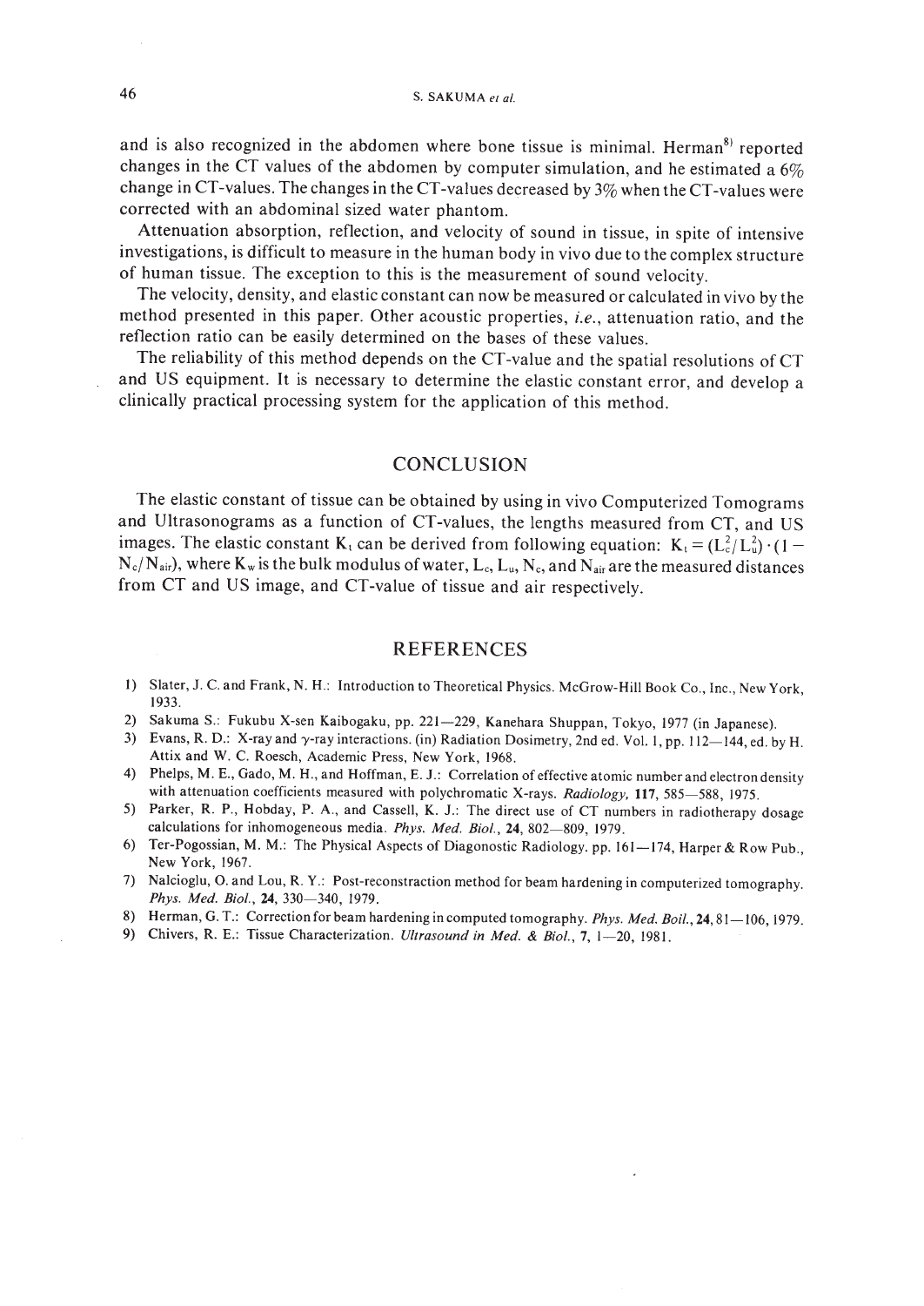and is also recognized in the abdomen where bone tissue is minimal. Herman[8] reported changes in the CT values of the abdomen by computer simulation, and he estimated a 6% change in CT-values. The changes in the CT-values decreased by 3% when the CT-values were corrected with an abdominal sized water phantom.

Attenuation absorption, reflection, and velocity of sound in tissue, in spite of intensive investigations, is difficult to measure in the human body in vivo due to the complex structure of human tissue. The exception to this is the measurement of sound velocity.

The velocity, density, and elastic constant can now be measured or calculated in vivo by the method presented in this paper. Other acoustic properties, *i.e.*, attenuation ratio, and the reflection ratio can be easily determined on the bases of these values.

The reliability of this method depends on the CT-value and the spatial resolutions of CT and US equipment. It is necessary to determine the elastic constant error, and develop a clinically practical processing system for the application of this method.

## CONCLUSION

The elastic constant of tissue can be obtained by using in vivo Computerized Tomograms and Ultrasonograms as a function of CT-values, the lengths measured from CT, and US images. The elastic constant $K_t$ can be derived from following equation: $K_t = (L_c^2/L_u^2) \cdot (1 - N_c/N_{air})$, where $K_w$ is the bulk modulus of water, $L_c$, $L_u$, $N_c$, and $N_{air}$ are the measured distances from CT and US image, and CT-value of tissue and air respectively.

## REFERENCES

1) Slater, J. C. and Frank, N. H.: Introduction to Theoretical Physics. McGrow-Hill Book Co., Inc., New York, 1933.
2) Sakuma S.: Fukubu X-sen Kaibogaku, pp. 221—229, Kanehara Shuppan, Tokyo, 1977 (in Japanese).
3) Evans, R. D.: X-ray and $\gamma$-ray interactions. (in) Radiation Dosimetry, 2nd ed. Vol. 1, pp. 112—144, ed. by H. Attix and W. C. Roesch, Academic Press, New York, 1968.
4) Phelps, M. E., Gado, M. H., and Hoffman, E. J.: Correlation of effective atomic number and electron density with attenuation coefficients measured with polychromatic X-rays. *Radiology*, **117**, 585—588, 1975.
5) Parker, R. P., Hobday, P. A., and Cassell, K. J.: The direct use of CT numbers in radiotherapy dosage calculations for inhomogeneous media. *Phys. Med. Biol.*, **24**, 802—809, 1979.
6) Ter-Pogossian, M. M.: The Physical Aspects of Diagonostic Radiology. pp. 161—174, Harper & Row Pub., New York, 1967.
7) Nalcioglu, O. and Lou, R. Y.: Post-reconstraction method for beam hardening in computerized tomography. *Phys. Med. Biol.*, **24**, 330—340, 1979.
8) Herman, G. T.: Correction for beam hardening in computed tomography. *Phys. Med. Boil.*, **24**, 81—106, 1979.
9) Chivers, R. E.: Tissue Characterization. *Ultrasound in Med. & Biol.*, **7**, 1—20, 1981.